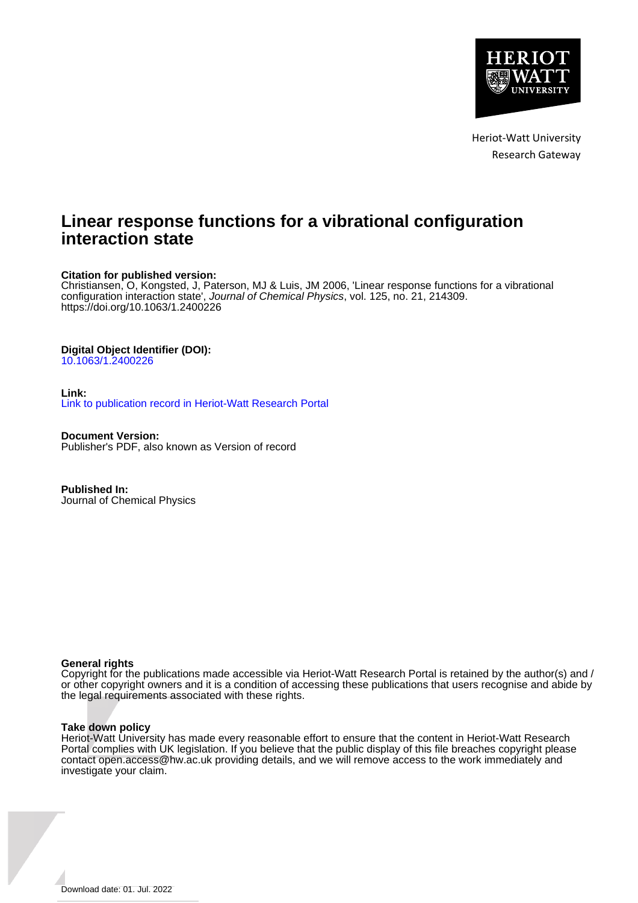Heriot-Watt University
Research Gateway

# Linear response functions for a vibrational configuration interaction state

**Citation for published version:**
Christiansen, O, Kongsted, J, Paterson, MJ & Luis, JM 2006, 'Linear response functions for a vibrational configuration interaction state', *Journal of Chemical Physics*, vol. 125, no. 21, 214309.
https://doi.org/10.1063/1.2400226

**Digital Object Identifier (DOI):**
10.1063/1.2400226

**Link:**
Link to publication record in Heriot-Watt Research Portal

**Document Version:**
Publisher's PDF, also known as Version of record

**Published In:**
Journal of Chemical Physics

**General rights**
Copyright for the publications made accessible via Heriot-Watt Research Portal is retained by the author(s) and / or other copyright owners and it is a condition of accessing these publications that users recognise and abide by the legal requirements associated with these rights.

**Take down policy**
Heriot-Watt University has made every reasonable effort to ensure that the content in Heriot-Watt Research Portal complies with UK legislation. If you believe that the public display of this file breaches copyright please contact open.access@hw.ac.uk providing details, and we will remove access to the work immediately and investigate your claim.

Download date: 01. Jul. 2022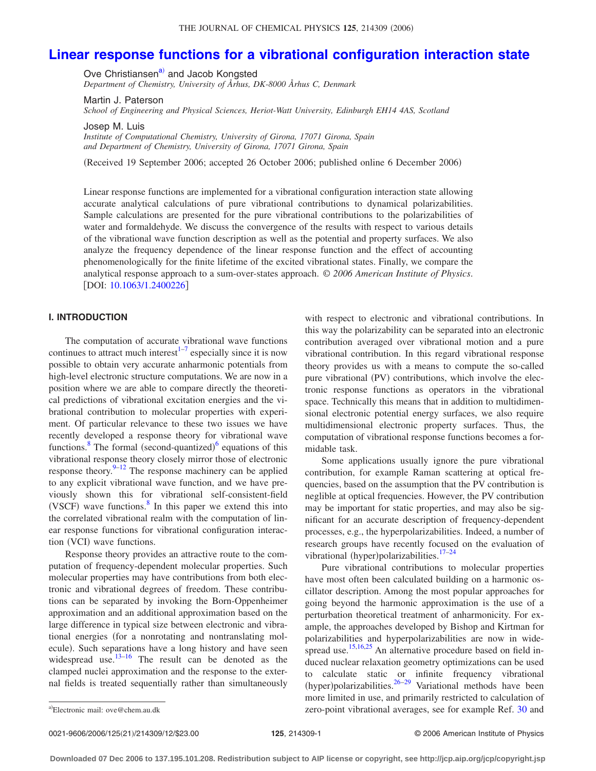# Linear response functions for a vibrational configuration interaction state

Ove Christiansen[a] and Jacob Kongsted
*Department of Chemistry, University of Århus, DK-8000 Århus C, Denmark*

Martin J. Paterson
*School of Engineering and Physical Sciences, Heriot-Watt University, Edinburgh EH14 4AS, Scotland*

Josep M. Luis
*Institute of Computational Chemistry, University of Girona, 17071 Girona, Spain and Department of Chemistry, University of Girona, 17071 Girona, Spain*

(Received 19 September 2006; accepted 26 October 2006; published online 6 December 2006)

Linear response functions are implemented for a vibrational configuration interaction state allowing accurate analytical calculations of pure vibrational contributions to dynamical polarizabilities. Sample calculations are presented for the pure vibrational contributions to the polarizabilities of water and formaldehyde. We discuss the convergence of the results with respect to various details of the vibrational wave function description as well as the potential and property surfaces. We also analyze the frequency dependence of the linear response function and the effect of accounting phenomenologically for the finite lifetime of the excited vibrational states. Finally, we compare the analytical response approach to a sum-over-states approach. *© 2006 American Institute of Physics.* [DOI: 10.1063/1.2400226]

## I. INTRODUCTION

The computation of accurate vibrational wave functions continues to attract much interest[1–7] especially since it is now possible to obtain very accurate anharmonic potentials from high-level electronic structure computations. We are now in a position where we are able to compare directly the theoretical predictions of vibrational excitation energies and the vibrational contribution to molecular properties with experiment. Of particular relevance to these two issues we have recently developed a response theory for vibrational wave functions.[8] The formal (second-quantized)[6] equations of this vibrational response theory closely mirror those of electronic response theory.[9–12] The response machinery can be applied to any explicit vibrational wave function, and we have previously shown this for vibrational self-consistent-field (VSCF) wave functions.[8] In this paper we extend this into the correlated vibrational realm with the computation of linear response functions for vibrational configuration interaction (VCI) wave functions.

Response theory provides an attractive route to the computation of frequency-dependent molecular properties. Such molecular properties may have contributions from both electronic and vibrational degrees of freedom. These contributions can be separated by invoking the Born-Oppenheimer approximation and an additional approximation based on the large difference in typical size between electronic and vibrational energies (for a nonrotating and nontranslating molecule). Such separations have a long history and have seen widespread use.[13–16] The result can be denoted as the clamped nuclei approximation and the response to the external fields is treated sequentially rather than simultaneously with respect to electronic and vibrational contributions. In this way the polarizability can be separated into an electronic contribution averaged over vibrational motion and a pure vibrational contribution. In this regard vibrational response theory provides us with a means to compute the so-called pure vibrational (PV) contributions, which involve the electronic response functions as operators in the vibrational space. Technically this means that in addition to multidimensional electronic potential energy surfaces, we also require multidimensional electronic property surfaces. Thus, the computation of vibrational response functions becomes a formidable task.

Some applications usually ignore the pure vibrational contribution, for example Raman scattering at optical frequencies, based on the assumption that the PV contribution is neglible at optical frequencies. However, the PV contribution may be important for static properties, and may also be significant for an accurate description of frequency-dependent processes, e.g., the hyperpolarizabilities. Indeed, a number of research groups have recently focused on the evaluation of vibrational (hyper)polarizabilities.[17–24]

Pure vibrational contributions to molecular properties have most often been calculated building on a harmonic oscillator description. Among the most popular approaches for going beyond the harmonic approximation is the use of a perturbation theoretical treatment of anharmonicity. For example, the approaches developed by Bishop and Kirtman for polarizabilities and hyperpolarizabilities are now in widespread use.[15,16,25] An alternative procedure based on field induced nuclear relaxation geometry optimizations can be used to calculate static or infinite frequency vibrational (hyper)polarizabilities.[26–29] Variational methods have been more limited in use, and primarily restricted to calculation of zero-point vibrational averages, see for example Ref. 30 and

[a]Electronic mail: ove@chem.au.dk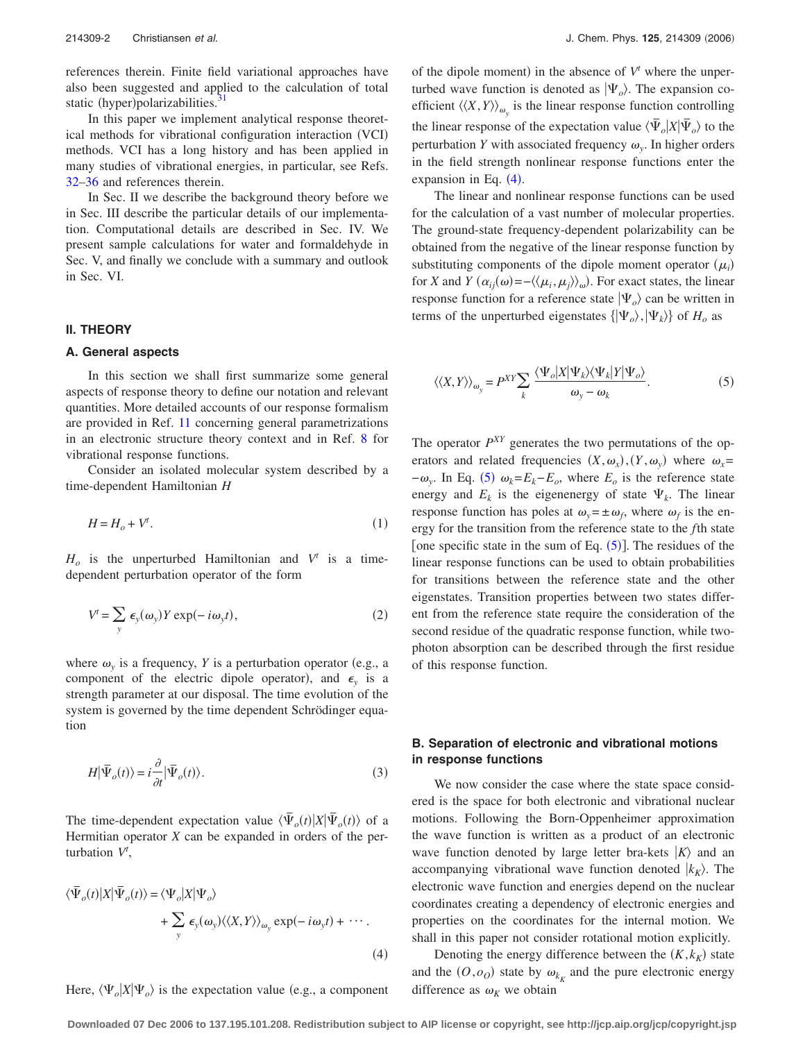references therein. Finite field variational approaches have also been suggested and applied to the calculation of total static (hyper)polarizabilities.[31]

In this paper we implement analytical response theoretical methods for vibrational configuration interaction (VCI) methods. VCI has a long history and has been applied in many studies of vibrational energies, in particular, see Refs. 32–36 and references therein.

In Sec. II we describe the background theory before we in Sec. III describe the particular details of our implementation. Computational details are described in Sec. IV. We present sample calculations for water and formaldehyde in Sec. V, and finally we conclude with a summary and outlook in Sec. VI.

## II. THEORY

### A. General aspects

In this section we shall first summarize some general aspects of response theory to define our notation and relevant quantities. More detailed accounts of our response formalism are provided in Ref. 11 concerning general parametrizations in an electronic structure theory context and in Ref. 8 for vibrational response functions.

Consider an isolated molecular system described by a time-dependent Hamiltonian $H$

$$H = H_o + V^t. \tag{1}$$

$H_o$ is the unperturbed Hamiltonian and $V^t$ is a time-dependent perturbation operator of the form

$$V^t = \sum_y \epsilon_y(\omega_y) Y \exp(-i\omega_y t), \tag{2}$$

where $\omega_y$ is a frequency, $Y$ is a perturbation operator (e.g., a component of the electric dipole operator), and $\epsilon_y$ is a strength parameter at our disposal. The time evolution of the system is governed by the time dependent Schrödinger equation

$$H|\bar{\Psi}_o(t)\rangle = i\frac{\partial}{\partial t}|\bar{\Psi}_o(t)\rangle. \tag{3}$$

The time-dependent expectation value $\langle\bar{\Psi}_o(t)|X|\bar{\Psi}_o(t)\rangle$ of a Hermitian operator $X$ can be expanded in orders of the perturbation $V^t$,

$$\langle\bar{\Psi}_o(t)|X|\bar{\Psi}_o(t)\rangle = \langle\Psi_o|X|\Psi_o\rangle + \sum_y \epsilon_y(\omega_y)\langle\langle X,Y\rangle\rangle_{\omega_y}\exp(-i\omega_y t) + \cdots. \tag{4}$$

Here, $\langle\Psi_o|X|\Psi_o\rangle$ is the expectation value (e.g., a component of the dipole moment) in the absence of $V^t$ where the unperturbed wave function is denoted as $|\Psi_o\rangle$. The expansion coefficient $\langle\langle X,Y\rangle\rangle_{\omega_y}$ is the linear response function controlling the linear response of the expectation value $\langle\bar{\Psi}_o|X|\bar{\Psi}_o\rangle$ to the perturbation $Y$ with associated frequency $\omega_y$. In higher orders in the field strength nonlinear response functions enter the expansion in Eq. (4).

The linear and nonlinear response functions can be used for the calculation of a vast number of molecular properties. The ground-state frequency-dependent polarizability can be obtained from the negative of the linear response function by substituting components of the dipole moment operator ($\mu_i$) for $X$ and $Y$ ($\alpha_{ij}(\omega) = -\langle\langle\mu_i,\mu_j\rangle\rangle_\omega$). For exact states, the linear response function for a reference state $|\Psi_o\rangle$ can be written in terms of the unperturbed eigenstates $\{|\Psi_o\rangle, |\Psi_k\rangle\}$ of $H_o$ as

$$\langle\langle X,Y\rangle\rangle_{\omega_y} = P^{XY}\sum_k \frac{\langle\Psi_o|X|\Psi_k\rangle\langle\Psi_k|Y|\Psi_o\rangle}{\omega_y - \omega_k}. \tag{5}$$

The operator $P^{XY}$ generates the two permutations of the operators and related frequencies $(X,\omega_x),(Y,\omega_y)$ where $\omega_x = -\omega_y$. In Eq. (5) $\omega_k = E_k - E_o$, where $E_o$ is the reference state energy and $E_k$ is the eigenenergy of state $\Psi_k$. The linear response function has poles at $\omega_y = \pm\omega_f$, where $\omega_f$ is the energy for the transition from the reference state to the $f$th state [one specific state in the sum of Eq. (5)]. The residues of the linear response functions can be used to obtain probabilities for transitions between the reference state and the other eigenstates. Transition properties between two states different from the reference state require the consideration of the second residue of the quadratic response function, while two-photon absorption can be described through the first residue of this response function.

### B. Separation of electronic and vibrational motions in response functions

We now consider the case where the state space considered is the space for both electronic and vibrational nuclear motions. Following the Born-Oppenheimer approximation the wave function is written as a product of an electronic wave function denoted by large letter bra-kets $|K\rangle$ and an accompanying vibrational wave function denoted $|k_K\rangle$. The electronic wave function and energies depend on the nuclear coordinates creating a dependency of electronic energies and properties on the coordinates for the internal motion. We shall in this paper not consider rotational motion explicitly.

Denoting the energy difference between the $(K,k_K)$ state and the $(O,o_O)$ state by $\omega_{k_K}$ and the pure electronic energy difference as $\omega_K$ we obtain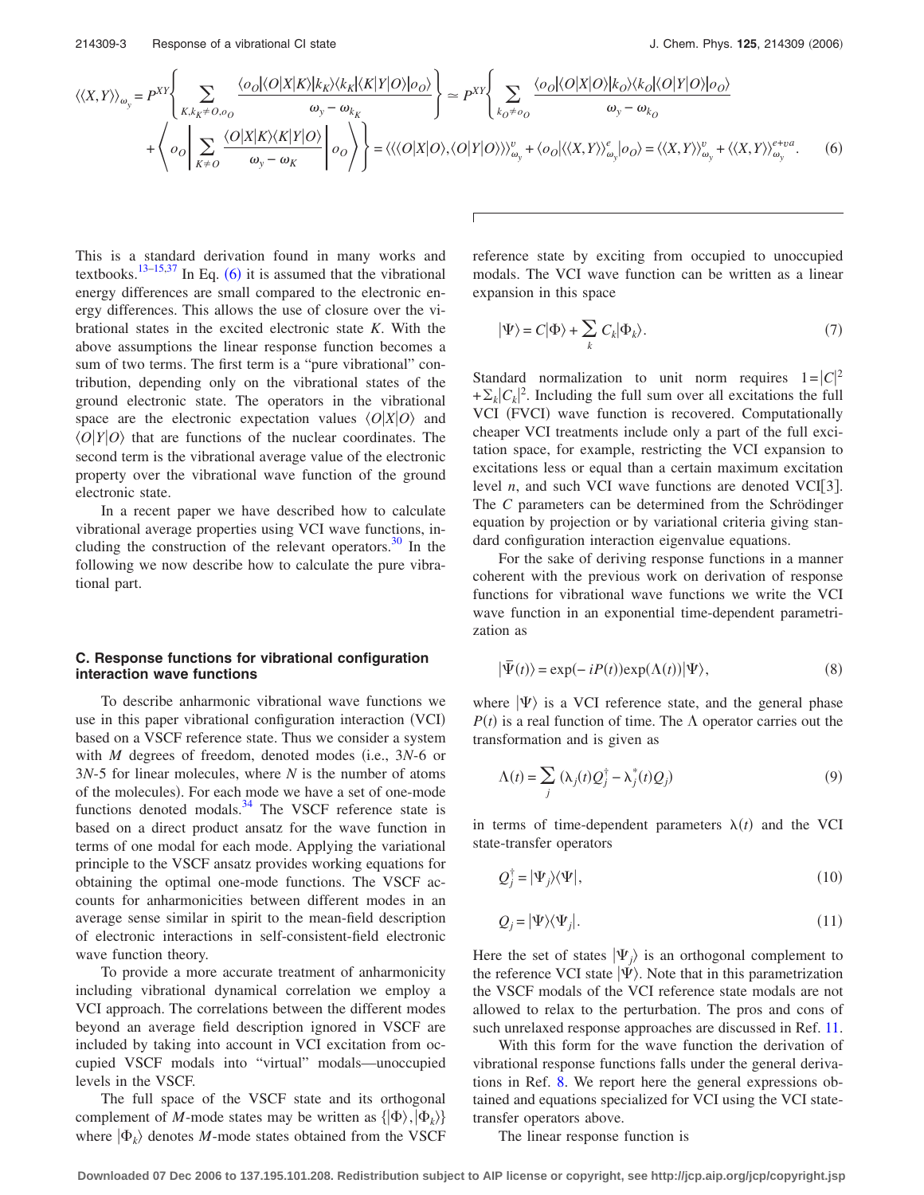$$\langle\langle X,Y\rangle\rangle_{\omega_y} = P^{XY}\left\{ \sum_{K,k_K \neq O,o_O} \frac{\langle o_O|\langle O|X|K\rangle|k_K\rangle\langle k_K|\langle K|Y|O\rangle|o_O\rangle}{\omega_y - \omega_{k_K}} \right\} \simeq P^{XY}\left\{ \sum_{k_O \neq o_O} \frac{\langle o_O|\langle O|X|O\rangle|k_O\rangle\langle k_O|\langle O|Y|O\rangle|o_O\rangle}{\omega_y - \omega_{k_O}} + \left\langle o_O \left| \sum_{K\neq O} \frac{\langle O|X|K\rangle\langle K|Y|O\rangle}{\omega_y - \omega_K} \right| o_O \right\rangle \right\} = \langle\langle\langle O|X|O\rangle,\langle O|Y|O\rangle\rangle\rangle^v_{\omega_y} + \langle o_O|\langle\langle X,Y\rangle\rangle^e_{\omega_y}|o_O\rangle = \langle\langle X,Y\rangle\rangle^v_{\omega_y} + \langle\langle X,Y\rangle\rangle^{e+va}_{\omega_y}. \quad (6)$$

This is a standard derivation found in many works and textbooks.[13–15,37] In Eq. (6) it is assumed that the vibrational energy differences are small compared to the electronic energy differences. This allows the use of closure over the vibrational states in the excited electronic state $K$. With the above assumptions the linear response function becomes a sum of two terms. The first term is a "pure vibrational" contribution, depending only on the vibrational states of the ground electronic state. The operators in the vibrational space are the electronic expectation values $\langle O|X|O\rangle$ and $\langle O|Y|O\rangle$ that are functions of the nuclear coordinates. The second term is the vibrational average value of the electronic property over the vibrational wave function of the ground electronic state.

In a recent paper we have described how to calculate vibrational average properties using VCI wave functions, including the construction of the relevant operators.[30] In the following we now describe how to calculate the pure vibrational part.

### C. Response functions for vibrational configuration interaction wave functions

To describe anharmonic vibrational wave functions we use in this paper vibrational configuration interaction (VCI) based on a VSCF reference state. Thus we consider a system with $M$ degrees of freedom, denoted modes (i.e., $3N$-6 or $3N$-5 for linear molecules, where $N$ is the number of atoms of the molecules). For each mode we have a set of one-mode functions denoted modals.[34] The VSCF reference state is based on a direct product ansatz for the wave function in terms of one modal for each mode. Applying the variational principle to the VSCF ansatz provides working equations for obtaining the optimal one-mode functions. The VSCF accounts for anharmonicities between different modes in an average sense similar in spirit to the mean-field description of electronic interactions in self-consistent-field electronic wave function theory.

To provide a more accurate treatment of anharmonicity including vibrational dynamical correlation we employ a VCI approach. The correlations between the different modes beyond an average field description ignored in VSCF are included by taking into account in VCI excitation from occupied VSCF modals into "virtual" modals—unoccupied levels in the VSCF.

The full space of the VSCF state and its orthogonal complement of $M$-mode states may be written as $\{|\Phi\rangle, |\Phi_k\rangle\}$ where $|\Phi_k\rangle$ denotes $M$-mode states obtained from the VSCF reference state by exciting from occupied to unoccupied modals. The VCI wave function can be written as a linear expansion in this space

$$|\Psi\rangle = C|\Phi\rangle + \sum_k C_k|\Phi_k\rangle. \quad (7)$$

Standard normalization to unit norm requires $1=|C|^2 + \Sigma_k|C_k|^2$. Including the full sum over all excitations the full VCI (FVCI) wave function is recovered. Computationally cheaper VCI treatments include only a part of the full excitation space, for example, restricting the VCI expansion to excitations less or equal than a certain maximum excitation level $n$, and such VCI wave functions are denoted VCI[3]. The $C$ parameters can be determined from the Schrödinger equation by projection or by variational criteria giving standard configuration interaction eigenvalue equations.

For the sake of deriving response functions in a manner coherent with the previous work on derivation of response functions for vibrational wave functions we write the VCI wave function in an exponential time-dependent parametrization as

$$|\bar{\Psi}(t)\rangle = \exp(-iP(t))\exp(\Lambda(t))|\Psi\rangle, \quad (8)$$

where $|\Psi\rangle$ is a VCI reference state, and the general phase $P(t)$ is a real function of time. The $\Lambda$ operator carries out the transformation and is given as

$$\Lambda(t) = \sum_j (\lambda_j(t)Q_j^\dagger - \lambda_j^*(t)Q_j) \quad (9)$$

in terms of time-dependent parameters $\lambda(t)$ and the VCI state-transfer operators

$$Q_j^\dagger = |\Psi_j\rangle\langle\Psi|, \quad (10)$$

$$Q_j = |\Psi\rangle\langle\Psi_j|. \quad (11)$$

Here the set of states $|\Psi_j\rangle$ is an orthogonal complement to the reference VCI state $|\Psi\rangle$. Note that in this parametrization the VSCF modals of the VCI reference state modals are not allowed to relax to the perturbation. The pros and cons of such unrelaxed response approaches are discussed in Ref. 11.

With this form for the wave function the derivation of vibrational response functions falls under the general derivations in Ref. 8. We report here the general expressions obtained and equations specialized for VCI using the VCI state-transfer operators above.

The linear response function is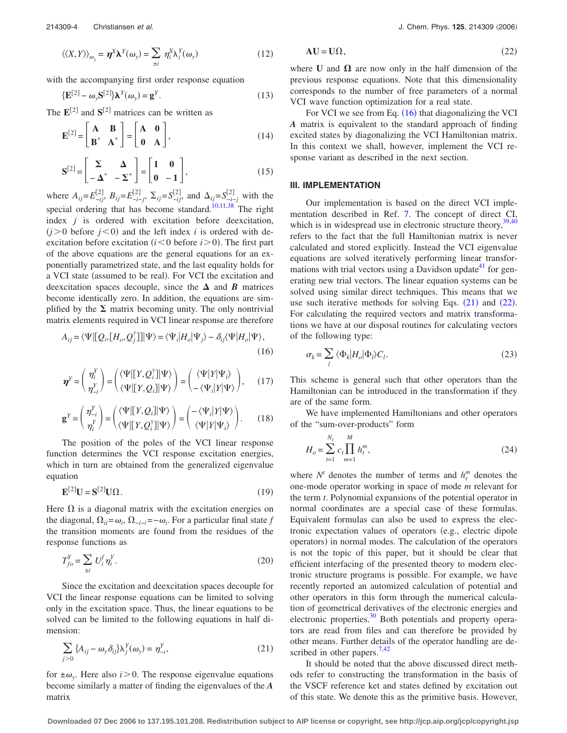$$\langle\langle X, Y\rangle\rangle_{\omega_y} = \boldsymbol{\eta}^X \boldsymbol{\lambda}^Y(\omega_y) = \sum_{\pm i} \eta_i^X \lambda_i^Y(\omega_y) \tag{12}$$

with the accompanying first order response equation

$$\{\mathbf{E}^{[2]} - \omega_y \mathbf{S}^{[2]}\}\boldsymbol{\lambda}^Y(\omega_y) = \mathbf{g}^Y. \tag{13}$$

The $\mathbf{E}^{[2]}$ and $\mathbf{S}^{[2]}$ matrices can be written as

$$\mathbf{E}^{[2]} = \begin{bmatrix} \mathbf{A} & \mathbf{B} \\ \mathbf{B}^* & \mathbf{A}^* \end{bmatrix} = \begin{bmatrix} \mathbf{A} & \mathbf{0} \\ \mathbf{0} & \mathbf{A} \end{bmatrix}, \tag{14}$$

$$\mathbf{S}^{[2]} = \begin{bmatrix} \boldsymbol{\Sigma} & \boldsymbol{\Delta} \\ -\boldsymbol{\Delta}^* & -\boldsymbol{\Sigma}^* \end{bmatrix} = \begin{bmatrix} \mathbf{1} & \mathbf{0} \\ \mathbf{0} & -\mathbf{1} \end{bmatrix}, \tag{15}$$

where $A_{ij} = E_{-ij}^{[2]}$, $B_{ij} = E_{-i-j}^{[2]}$, $\Sigma_{ij} = S_{-ij}^{[2]}$, and $\Delta_{ij} = S_{-i-j}^{[2]}$ with the special ordering that has become standard.[10,11,38] The right index $j$ is ordered with excitation before deexcitation, ($j>0$ before $j<0$) and the left index $i$ is ordered with deexcitation before excitation ($i<0$ before $i>0$). The first part of the above equations are the general equations for an exponentially parametrized state, and the last equality holds for a VCI state (assumed to be real). For VCI the excitation and deexcitation spaces decouple, since the $\boldsymbol{\Delta}$ and $\boldsymbol{B}$ matrices become identically zero. In addition, the equations are simplified by the $\boldsymbol{\Sigma}$ matrix becoming unity. The only nontrivial matrix elements required in VCI linear response are therefore

$$A_{ij} = \langle\Psi|[Q_i,[H_o,Q_j^\dagger]]|\Psi\rangle = \langle\Psi_i|H_o|\Psi_j\rangle - \delta_{ij}\langle\Psi|H_o|\Psi\rangle, \tag{16}$$

$$\boldsymbol{\eta}^Y = \begin{pmatrix} \eta_i^Y \\ \eta_{-i}^Y \end{pmatrix} = \begin{pmatrix} \langle\Psi|[Y,Q_i^\dagger]|\Psi\rangle \\ \langle\Psi|[Y,Q_i]|\Psi\rangle \end{pmatrix} = \begin{pmatrix} \langle\Psi|Y|\Psi_i\rangle \\ -\langle\Psi_i|Y|\Psi\rangle \end{pmatrix}, \tag{17}$$

$$\mathbf{g}^Y = \begin{pmatrix} \eta_{-i}^Y \\ \eta_i^Y \end{pmatrix} = \begin{pmatrix} \langle\Psi|[Y,Q_i]|\Psi\rangle \\ \langle\Psi|[Y,Q_i^\dagger]|\Psi\rangle \end{pmatrix} = \begin{pmatrix} -\langle\Psi_i|Y|\Psi\rangle \\ \langle\Psi|Y|\Psi_i\rangle \end{pmatrix}. \tag{18}$$

The position of the poles of the VCI linear response function determines the VCI response excitation energies, which in turn are obtained from the generalized eigenvalue equation

$$\mathbf{E}^{[2]}\mathbf{U} = \mathbf{S}^{[2]}\mathbf{U}\boldsymbol{\Omega}. \tag{19}$$

Here $\Omega$ is a diagonal matrix with the excitation energies on the diagonal, $\Omega_{ii} = \omega_i$, $\Omega_{-i-i} = -\omega_i$. For a particular final state $f$ the transition moments are found from the residues of the response functions as

$$T_{fo}^Y = \sum_{\pm i} U_i^f \eta_i^Y. \tag{20}$$

Since the excitation and deexcitation spaces decouple for VCI the linear response equations can be limited to solving only in the excitation space. Thus, the linear equations to be solved can be limited to the following equations in half dimension:

$$\sum_{j>0} \{A_{ij} - \omega_y \delta_{ij}\}\lambda_j^Y(\omega_y) = \eta_{-i}^Y, \tag{21}$$

for $\pm\omega_y$. Here also $i>0$. The response eigenvalue equations become similarly a matter of finding the eigenvalues of the $\boldsymbol{A}$ matrix

$$\mathbf{AU} = \mathbf{U}\boldsymbol{\Omega}, \tag{22}$$

where $\mathbf{U}$ and $\boldsymbol{\Omega}$ are now only in the half dimension of the previous response equations. Note that this dimensionality corresponds to the number of free parameters of a normal VCI wave function optimization for a real state.

For VCI we see from Eq. (16) that diagonalizing the VCI $\boldsymbol{A}$ matrix is equivalent to the standard approach of finding excited states by diagonalizing the VCI Hamiltonian matrix. In this context we shall, however, implement the VCI response variant as described in the next section.

## III. IMPLEMENTATION

Our implementation is based on the direct VCI implementation described in Ref. 7. The concept of direct CI, which is in widespread use in electronic structure theory,[39,40] refers to the fact that the full Hamiltonian matrix is never calculated and stored explicitly. Instead the VCI eigenvalue equations are solved iteratively performing linear transformations with trial vectors using a Davidson update[41] for generating new trial vectors. The linear equation systems can be solved using similar direct techniques. This means that we use such iterative methods for solving Eqs. (21) and (22). For calculating the required vectors and matrix transformations we have at our disposal routines for calculating vectors of the following type:

$$\sigma_k = \sum_l \langle\Phi_k|H_o|\Phi_l\rangle C_l. \tag{23}$$

This scheme is general such that other operators than the Hamiltonian can be introduced in the transformation if they are of the same form.

We have implemented Hamiltonians and other operators of the "sum-over-products" form

$$H_o = \sum_{t=1}^{N_t} c_t \prod_{m=1}^{M} h_t^m, \tag{24}$$

where $N^t$ denotes the number of terms and $h_t^m$ denotes the one-mode operator working in space of mode $m$ relevant for the term $t$. Polynomial expansions of the potential operator in normal coordinates are a special case of these formulas. Equivalent formulas can also be used to express the electronic expectation values of operators (e.g., electric dipole operators) in normal modes. The calculation of the operators is not the topic of this paper, but it should be clear that efficient interfacing of the presented theory to modern electronic structure programs is possible. For example, we have recently reported an automized calculation of potential and other operators in this form through the numerical calculation of geometrical derivatives of the electronic energies and electronic properties.[30] Both potentials and property operators are read from files and can therefore be provided by other means. Further details of the operator handling are described in other papers.[7,42]

It should be noted that the above discussed direct methods refer to constructing the transformation in the basis of the VSCF reference ket and states defined by excitation out of this state. We denote this as the primitive basis. However,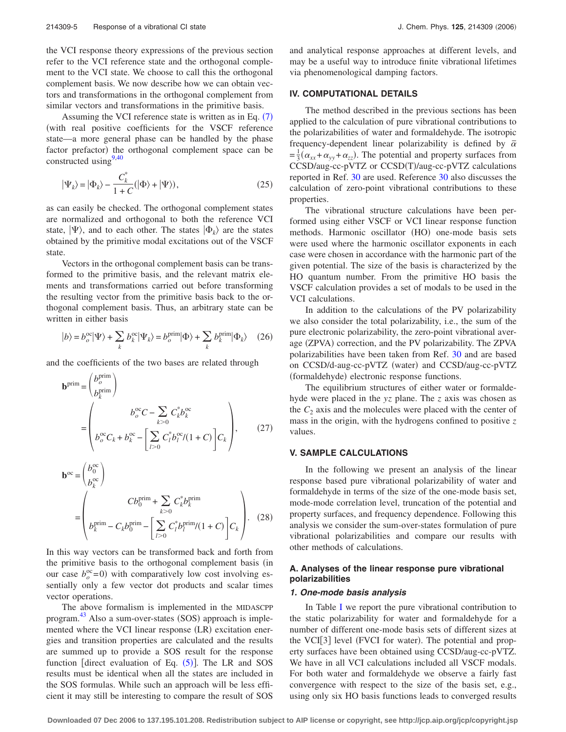the VCI response theory expressions of the previous section refer to the VCI reference state and the orthogonal complement to the VCI state. We choose to call this the orthogonal complement basis. We now describe how we can obtain vectors and transformations in the orthogonal complement from similar vectors and transformations in the primitive basis.

Assuming the VCI reference state is written as in Eq. (7) (with real positive coefficients for the VSCF reference state—a more general phase can be handled by the phase factor prefactor) the orthogonal complement space can be constructed using[9,40]

$$|\Psi_k\rangle = |\Phi_k\rangle - \frac{C_k^*}{1+C}(|\Phi\rangle + |\Psi\rangle), \tag{25}$$

as can easily be checked. The orthogonal complement states are normalized and orthogonal to both the reference VCI state, $|\Psi\rangle$, and to each other. The states $|\Phi_k\rangle$ are the states obtained by the primitive modal excitations out of the VSCF state.

Vectors in the orthogonal complement basis can be transformed to the primitive basis, and the relevant matrix elements and transformations carried out before transforming the resulting vector from the primitive basis back to the orthogonal complement basis. Thus, an arbitrary state can be written in either basis

$$|b\rangle = b_o^{\mathrm{oc}}|\Psi\rangle + \sum_k b_k^{\mathrm{oc}}|\Psi_k\rangle = b_o^{\mathrm{prim}}|\Phi\rangle + \sum_k b_k^{\mathrm{prim}}|\Phi_k\rangle \tag{26}$$

and the coefficients of the two bases are related through

$$\mathbf{b}^{\mathrm{prim}} = \begin{pmatrix} b_o^{\mathrm{prim}} \\ b_k^{\mathrm{prim}} \end{pmatrix} = \begin{pmatrix} b_o^{\mathrm{oc}}C - \sum_{k>0} C_k^* b_k^{\mathrm{oc}} \\ b_o^{\mathrm{oc}}C_k + b_k^{\mathrm{oc}} - \left[\sum_{l>0} C_l^* b_l^{\mathrm{oc}}/(1+C)\right] C_k \end{pmatrix}, \tag{27}$$

$$\mathbf{b}^{\mathrm{oc}} = \begin{pmatrix} b_0^{\mathrm{oc}} \\ b_k^{\mathrm{oc}} \end{pmatrix} = \begin{pmatrix} C b_0^{\mathrm{prim}} + \sum_{k>0} C_k^* b_k^{\mathrm{prim}} \\ b_k^{\mathrm{prim}} - C_k b_0^{\mathrm{prim}} - \left[\sum_{l>0} C_l^* b_l^{\mathrm{prim}}/(1+C)\right] C_k \end{pmatrix}. \tag{28}$$

In this way vectors can be transformed back and forth from the primitive basis to the orthogonal complement basis (in our case $b_o^{\mathrm{oc}}=0$) with comparatively low cost involving essentially only a few vector dot products and scalar times vector operations.

The above formalism is implemented in the MIDASCPP program.[43] Also a sum-over-states (SOS) approach is implemented where the VCI linear response (LR) excitation energies and transition properties are calculated and the results are summed up to provide a SOS result for the response function [direct evaluation of Eq. (5)]. The LR and SOS results must be identical when all the states are included in the SOS formulas. While such an approach will be less efficient it may still be interesting to compare the result of SOS and analytical response approaches at different levels, and may be a useful way to introduce finite vibrational lifetimes via phenomenological damping factors.

## IV. COMPUTATIONAL DETAILS

The method described in the previous sections has been applied to the calculation of pure vibrational contributions to the polarizabilities of water and formaldehyde. The isotropic frequency-dependent linear polarizability is defined by $\bar{\alpha} = \frac{1}{3}(\alpha_{xx}+\alpha_{yy}+\alpha_{zz})$. The potential and property surfaces from CCSD/aug-cc-pVTZ or CCSD(T)/aug-cc-pVTZ calculations reported in Ref. 30 are used. Reference 30 also discusses the calculation of zero-point vibrational contributions to these properties.

The vibrational structure calculations have been performed using either VSCF or VCI linear response function methods. Harmonic oscillator (HO) one-mode basis sets were used where the harmonic oscillator exponents in each case were chosen in accordance with the harmonic part of the given potential. The size of the basis is characterized by the HO quantum number. From the primitive HO basis the VSCF calculation provides a set of modals to be used in the VCI calculations.

In addition to the calculations of the PV polarizability we also consider the total polarizability, i.e., the sum of the pure electronic polarizability, the zero-point vibrational average (ZPVA) correction, and the PV polarizability. The ZPVA polarizabilities have been taken from Ref. 30 and are based on CCSD/d-aug-cc-pVTZ (water) and CCSD/aug-cc-pVTZ (formaldehyde) electronic response functions.

The equilibrium structures of either water or formaldehyde were placed in the $yz$ plane. The $z$ axis was chosen as the $C_2$ axis and the molecules were placed with the center of mass in the origin, with the hydrogens confined to positive $z$ values.

## V. SAMPLE CALCULATIONS

In the following we present an analysis of the linear response based pure vibrational polarizability of water and formaldehyde in terms of the size of the one-mode basis set, mode-mode correlation level, truncation of the potential and property surfaces, and frequency dependence. Following this analysis we consider the sum-over-states formulation of pure vibrational polarizabilities and compare our results with other methods of calculations.

### A. Analyses of the linear response pure vibrational polarizabilities

#### *1. One-mode basis analysis*

In Table I we report the pure vibrational contribution to the static polarizability for water and formaldehyde for a number of different one-mode basis sets of different sizes at the VCI[3] level (FVCI for water). The potential and property surfaces have been obtained using CCSD/aug-cc-pVTZ. We have in all VCI calculations included all VSCF modals. For both water and formaldehyde we observe a fairly fast convergence with respect to the size of the basis set, e.g., using only six HO basis functions leads to converged results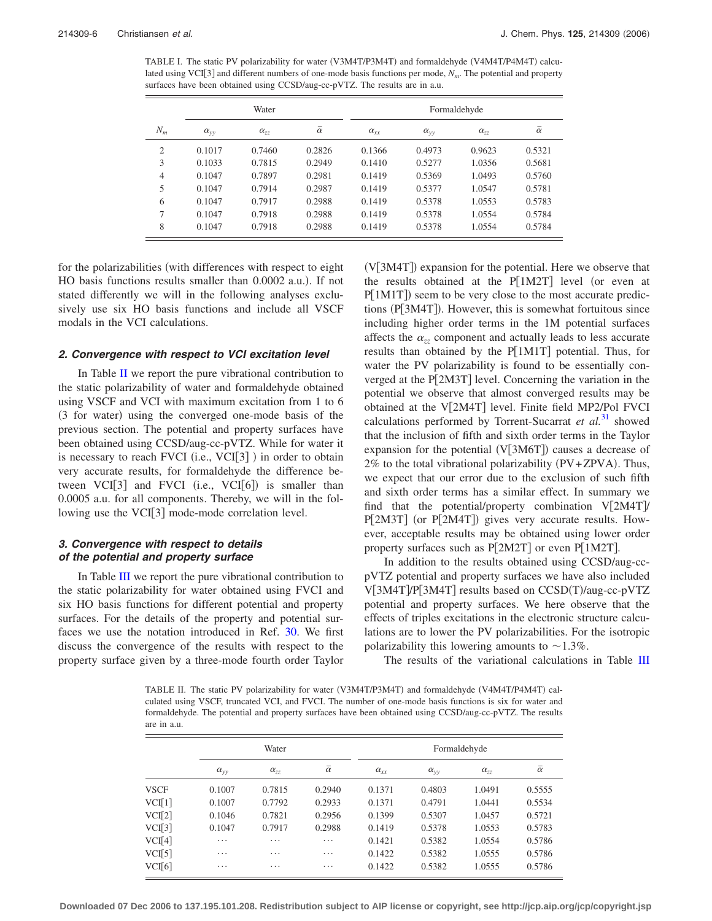TABLE I. The static PV polarizability for water (V3M4T/P3M4T) and formaldehyde (V4M4T/P4M4T) calculated using VCI[3] and different numbers of one-mode basis functions per mode, $N_m$. The potential and property surfaces have been obtained using CCSD/aug-cc-pVTZ. The results are in a.u.

| $N_m$ | Water | | | Formaldehyde | | | |
|---|---|---|---|---|---|---|---|
| | $\alpha_{yy}$ | $\alpha_{zz}$ | $\bar{\alpha}$ | $\alpha_{xx}$ | $\alpha_{yy}$ | $\alpha_{zz}$ | $\bar{\alpha}$ |
| 2 | 0.1017 | 0.7460 | 0.2826 | 0.1366 | 0.4973 | 0.9623 | 0.5321 |
| 3 | 0.1033 | 0.7815 | 0.2949 | 0.1410 | 0.5277 | 1.0356 | 0.5681 |
| 4 | 0.1047 | 0.7897 | 0.2981 | 0.1419 | 0.5369 | 1.0493 | 0.5760 |
| 5 | 0.1047 | 0.7914 | 0.2987 | 0.1419 | 0.5377 | 1.0547 | 0.5781 |
| 6 | 0.1047 | 0.7917 | 0.2988 | 0.1419 | 0.5378 | 1.0553 | 0.5783 |
| 7 | 0.1047 | 0.7918 | 0.2988 | 0.1419 | 0.5378 | 1.0554 | 0.5784 |
| 8 | 0.1047 | 0.7918 | 0.2988 | 0.1419 | 0.5378 | 1.0554 | 0.5784 |

for the polarizabilities (with differences with respect to eight HO basis functions results smaller than 0.0002 a.u.). If not stated differently we will in the following analyses exclusively use six HO basis functions and include all VSCF modals in the VCI calculations.

### 2. Convergence with respect to VCI excitation level

In Table II we report the pure vibrational contribution to the static polarizability of water and formaldehyde obtained using VSCF and VCI with maximum excitation from 1 to 6 (3 for water) using the converged one-mode basis of the previous section. The potential and property surfaces have been obtained using CCSD/aug-cc-pVTZ. While for water it is necessary to reach FVCI (i.e., VCI[3]) in order to obtain very accurate results, for formaldehyde the difference between VCI[3] and FVCI (i.e., VCI[6]) is smaller than 0.0005 a.u. for all components. Thereby, we will in the following use the VCI[3] mode-mode correlation level.

### 3. Convergence with respect to details of the potential and property surface

In Table III we report the pure vibrational contribution to the static polarizability for water obtained using FVCI and six HO basis functions for different potential and property surfaces. For the details of the property and potential surfaces we use the notation introduced in Ref. 30. We first discuss the convergence of the results with respect to the property surface given by a three-mode fourth order Taylor (V[3M4T]) expansion for the potential. Here we observe that the results obtained at the P[1M2T] level (or even at P[1M1T]) seem to be very close to the most accurate predictions (P[3M4T]). However, this is somewhat fortuitous since including higher order terms in the 1M potential surfaces affects the $\alpha_{zz}$ component and actually leads to less accurate results than obtained by the P[1M1T] potential. Thus, for water the PV polarizability is found to be essentially converged at the P[2M3T] level. Concerning the variation in the potential we observe that almost converged results may be obtained at the V[2M4T] level. Finite field MP2/Pol FVCI calculations performed by Torrent-Sucarrat *et al.*[31] showed that the inclusion of fifth and sixth order terms in the Taylor expansion for the potential (V[3M6T]) causes a decrease of 2% to the total vibrational polarizability (PV+ZPVA). Thus, we expect that our error due to the exclusion of such fifth and sixth order terms has a similar effect. In summary we find that the potential/property combination V[2M4T]/P[2M3T] (or P[2M4T]) gives very accurate results. However, acceptable results may be obtained using lower order property surfaces such as P[2M2T] or even P[1M2T].

In addition to the results obtained using CCSD/aug-cc-pVTZ potential and property surfaces we have also included V[3M4T]/P[3M4T] results based on CCSD(T)/aug-cc-pVTZ potential and property surfaces. We here observe that the effects of triples excitations in the electronic structure calculations are to lower the PV polarizabilities. For the isotropic polarizability this lowering amounts to ~1.3%.

The results of the variational calculations in Table III

TABLE II. The static PV polarizability for water (V3M4T/P3M4T) and formaldehyde (V4M4T/P4M4T) calculated using VSCF, truncated VCI, and FVCI. The number of one-mode basis functions is six for water and formaldehyde. The potential and property surfaces have been obtained using CCSD/aug-cc-pVTZ. The results are in a.u.

| | Water | | | Formaldehyde | | | |
|---|---|---|---|---|---|---|---|
| | $\alpha_{yy}$ | $\alpha_{zz}$ | $\bar{\alpha}$ | $\alpha_{xx}$ | $\alpha_{yy}$ | $\alpha_{zz}$ | $\bar{\alpha}$ |
| VSCF | 0.1007 | 0.7815 | 0.2940 | 0.1371 | 0.4803 | 1.0491 | 0.5555 |
| VCI[1] | 0.1007 | 0.7792 | 0.2933 | 0.1371 | 0.4791 | 1.0441 | 0.5534 |
| VCI[2] | 0.1046 | 0.7821 | 0.2956 | 0.1399 | 0.5307 | 1.0457 | 0.5721 |
| VCI[3] | 0.1047 | 0.7917 | 0.2988 | 0.1419 | 0.5378 | 1.0553 | 0.5783 |
| VCI[4] | ⋯ | ⋯ | ⋯ | 0.1421 | 0.5382 | 1.0554 | 0.5786 |
| VCI[5] | ⋯ | ⋯ | ⋯ | 0.1422 | 0.5382 | 1.0555 | 0.5786 |
| VCI[6] | ⋯ | ⋯ | ⋯ | 0.1422 | 0.5382 | 1.0555 | 0.5786 |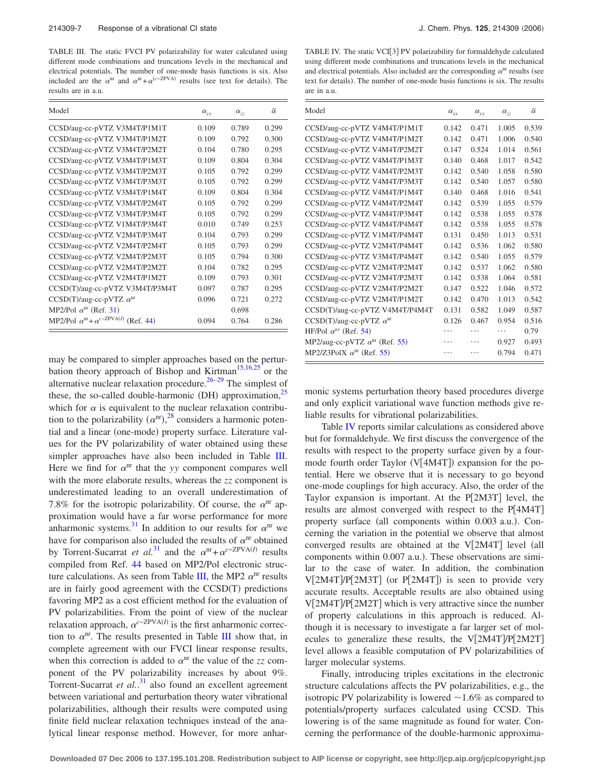TABLE III. The static FVCI PV polarizability for water calculated using different mode combinations and truncations levels in the mechanical and electrical potentials. The number of one-mode basis functions is six. Also included are the $\alpha^{nr}$ and $\alpha^{nr}+\alpha^{(c-ZPVA)}$ results (see text for details). The results are in a.u.

| Model | $\alpha_{yy}$ | $\alpha_{zz}$ | $\bar{\alpha}$ |
|---|---|---|---|
| CCSD/aug-cc-pVTZ V3M4T/P1M1T | 0.109 | 0.789 | 0.299 |
| CCSD/aug-cc-pVTZ V3M4T/P1M2T | 0.109 | 0.792 | 0.300 |
| CCSD/aug-cc-pVTZ V3M4T/P2M2T | 0.104 | 0.780 | 0.295 |
| CCSD/aug-cc-pVTZ V3M4T/P1M3T | 0.109 | 0.804 | 0.304 |
| CCSD/aug-cc-pVTZ V3M4T/P2M3T | 0.105 | 0.792 | 0.299 |
| CCSD/aug-cc-pVTZ V3M4T/P3M3T | 0.105 | 0.792 | 0.299 |
| CCSD/aug-cc-pVTZ V3M4T/P1M4T | 0.109 | 0.804 | 0.304 |
| CCSD/aug-cc-pVTZ V3M4T/P2M4T | 0.105 | 0.792 | 0.299 |
| CCSD/aug-cc-pVTZ V3M4T/P3M4T | 0.105 | 0.792 | 0.299 |
| CCSD/aug-cc-pVTZ V1M4T/P3M4T | 0.010 | 0.749 | 0.253 |
| CCSD/aug-cc-pVTZ V2M4T/P3M4T | 0.104 | 0.793 | 0.299 |
| CCSD/aug-cc-pVTZ V2M4T/P2M4T | 0.105 | 0.793 | 0.299 |
| CCSD/aug-cc-pVTZ V2M4T/P2M3T | 0.105 | 0.794 | 0.300 |
| CCSD/aug-cc-pVTZ V2M4T/P2M2T | 0.104 | 0.782 | 0.295 |
| CCSD/aug-cc-pVTZ V2M4T/P1M2T | 0.109 | 0.793 | 0.301 |
| CCSD(T)/aug-cc-pVTZ V3M4T/P3M4T | 0.097 | 0.787 | 0.295 |
| CCSD(T)/aug-cc-pVTZ $\alpha^{nr}$ | 0.096 | 0.721 | 0.272 |
| MP2/Pol $\alpha^{nr}$ (Ref. 31) | | 0.698 | |
| MP2/Pol $\alpha^{nr}+\alpha^{c-ZPVA(I)}$ (Ref. 44) | 0.094 | 0.764 | 0.286 |

may be compared to simpler approaches based on the perturbation theory approach of Bishop and Kirtman[15,16,25] or the alternative nuclear relaxation procedure.[26–29] The simplest of these, the so-called double-harmonic (DH) approximation,[25] which for $\alpha$ is equivalent to the nuclear relaxation contribution to the polarizability ($\alpha^{nr}$),[28] considers a harmonic potential and a linear (one-mode) property surface. Literature values for the PV polarizability of water obtained using these simpler approaches have also been included in Table III. Here we find for $\alpha^{nr}$ that the *yy* component compares well with the more elaborate results, whereas the *zz* component is underestimated leading to an overall underestimation of 7.8% for the isotropic polarizability. Of course, the $\alpha^{nr}$ approximation would have a far worse performance for more anharmonic systems.[31] In addition to our results for $\alpha^{nr}$ we have for comparison also included the results of $\alpha^{nr}$ obtained by Torrent-Sucarrat *et al.*[31] and the $\alpha^{nr}+\alpha^{c-ZPVA(I)}$ results compiled from Ref. 44 based on MP2/Pol electronic structure calculations. As seen from Table III, the MP2 $\alpha^{nr}$ results are in fairly good agreement with the CCSD(T) predictions favoring MP2 as a cost efficient method for the evaluation of PV polarizabilities. From the point of view of the nuclear relaxation approach, $\alpha^{c-ZPVA(I)}$ is the first anharmonic correction to $\alpha^{nr}$. The results presented in Table III show that, in complete agreement with our FVCI linear response results, when this correction is added to $\alpha^{nr}$ the value of the *zz* component of the PV polarizability increases by about 9%. Torrent-Sucarrat *et al.*.[31] also found an excellent agreement between variational and perturbation theory water vibrational polarizabilities, although their results were computed using finite field nuclear relaxation techniques instead of the analytical linear response method. However, for more anharmonic systems perturbation theory based procedures diverge and only explicit variational wave function methods give reliable results for vibrational polarizabilities.

TABLE IV. The static VCI[3] PV polarizability for formaldehyde calculated using different mode combinations and truncations levels in the mechanical and electrical potentials. Also included are the corresponding $\alpha^{nr}$ results (see text for details). The number of one-mode basis functions is six. The results are in a.u.

| Model | $\alpha_{xx}$ | $\alpha_{yy}$ | $\alpha_{zz}$ | $\bar{\alpha}$ |
|---|---|---|---|---|
| CCSD/aug-cc-pVTZ V4M4T/P1M1T | 0.142 | 0.471 | 1.005 | 0.539 |
| CCSD/aug-cc-pVTZ V4M4T/P1M2T | 0.142 | 0.471 | 1.006 | 0.540 |
| CCSD/aug-cc-pVTZ V4M4T/P2M2T | 0.147 | 0.524 | 1.014 | 0.561 |
| CCSD/aug-cc-pVTZ V4M4T/P1M3T | 0.140 | 0.468 | 1.017 | 0.542 |
| CCSD/aug-cc-pVTZ V4M4T/P2M3T | 0.142 | 0.540 | 1.058 | 0.580 |
| CCSD/aug-cc-pVTZ V4M4T/P3M3T | 0.142 | 0.540 | 1.057 | 0.580 |
| CCSD/aug-cc-pVTZ V4M4T/P1M4T | 0.140 | 0.468 | 1.016 | 0.541 |
| CCSD/aug-cc-pVTZ V4M4T/P2M4T | 0.142 | 0.539 | 1.055 | 0.579 |
| CCSD/aug-cc-pVTZ V4M4T/P3M4T | 0.142 | 0.538 | 1.055 | 0.578 |
| CCSD/aug-cc-pVTZ V4M4T/P4M4T | 0.142 | 0.538 | 1.055 | 0.578 |
| CCSD/aug-cc-pVTZ V1M4T/P4M4T | 0.131 | 0.450 | 1.013 | 0.531 |
| CCSD/aug-cc-pVTZ V2M4T/P4M4T | 0.142 | 0.536 | 1.062 | 0.580 |
| CCSD/aug-cc-pVTZ V3M4T/P4M4T | 0.142 | 0.540 | 1.055 | 0.579 |
| CCSD/aug-cc-pVTZ V2M4T/P2M4T | 0.142 | 0.537 | 1.062 | 0.580 |
| CCSD/aug-cc-pVTZ V2M4T/P2M3T | 0.142 | 0.538 | 1.064 | 0.581 |
| CCSD/aug-cc-pVTZ V2M4T/P2M2T | 0.147 | 0.522 | 1.046 | 0.572 |
| CCSD/aug-cc-pVTZ V2M4T/P1M2T | 0.142 | 0.470 | 1.013 | 0.542 |
| CCSD(T)/aug-cc-pVTZ V4M4T/P4M4T | 0.131 | 0.582 | 1.049 | 0.587 |
| CCSD(T)/aug-cc-pVTZ $\alpha^{nr}$ | 0.126 | 0.467 | 0.954 | 0.516 |
| HF/Pol $\alpha^{nr}$ (Ref. 54) | ⋯ | ⋯ | ⋯ | 0.79 |
| MP2/aug-cc-pVTZ $\alpha^{nr}$ (Ref. 55) | ⋯ | ⋯ | 0.927 | 0.493 |
| MP2/Z3PolX $\alpha^{nr}$ (Ref. 55) | ⋯ | ⋯ | 0.794 | 0.471 |

Table IV reports similar calculations as considered above but for formaldehyde. We first discuss the convergence of the results with respect to the property surface given by a four-mode fourth order Taylor (V[4M4T]) expansion for the potential. Here we observe that it is necessary to go beyond one-mode couplings for high accuracy. Also, the order of the Taylor expansion is important. At the P[2M3T] level, the results are almost converged with respect to the P[4M4T] property surface (all components within 0.003 a.u.). Concerning the variation in the potential we observe that almost converged results are obtained at the V[2M4T] level (all components within 0.007 a.u.). These observations are similar to the case of water. In addition, the combination V[2M4T]/P[2M3T] (or P[2M4T]) is seen to provide very accurate results. Acceptable results are also obtained using V[2M4T]/P[2M2T] which is very attractive since the number of property calculations in this approach is reduced. Although it is necessary to investigate a far larger set of molecules to generalize these results, the V[2M4T]/P[2M2T] level allows a feasible computation of PV polarizabilities of larger molecular systems.

Finally, introducing triples excitations in the electronic structure calculations affects the PV polarizabilities, e.g., the isotropic PV polarizability is lowered ~1.6% as compared to potentials/property surfaces calculated using CCSD. This lowering is of the same magnitude as found for water. Concerning the performance of the double-harmonic approxima-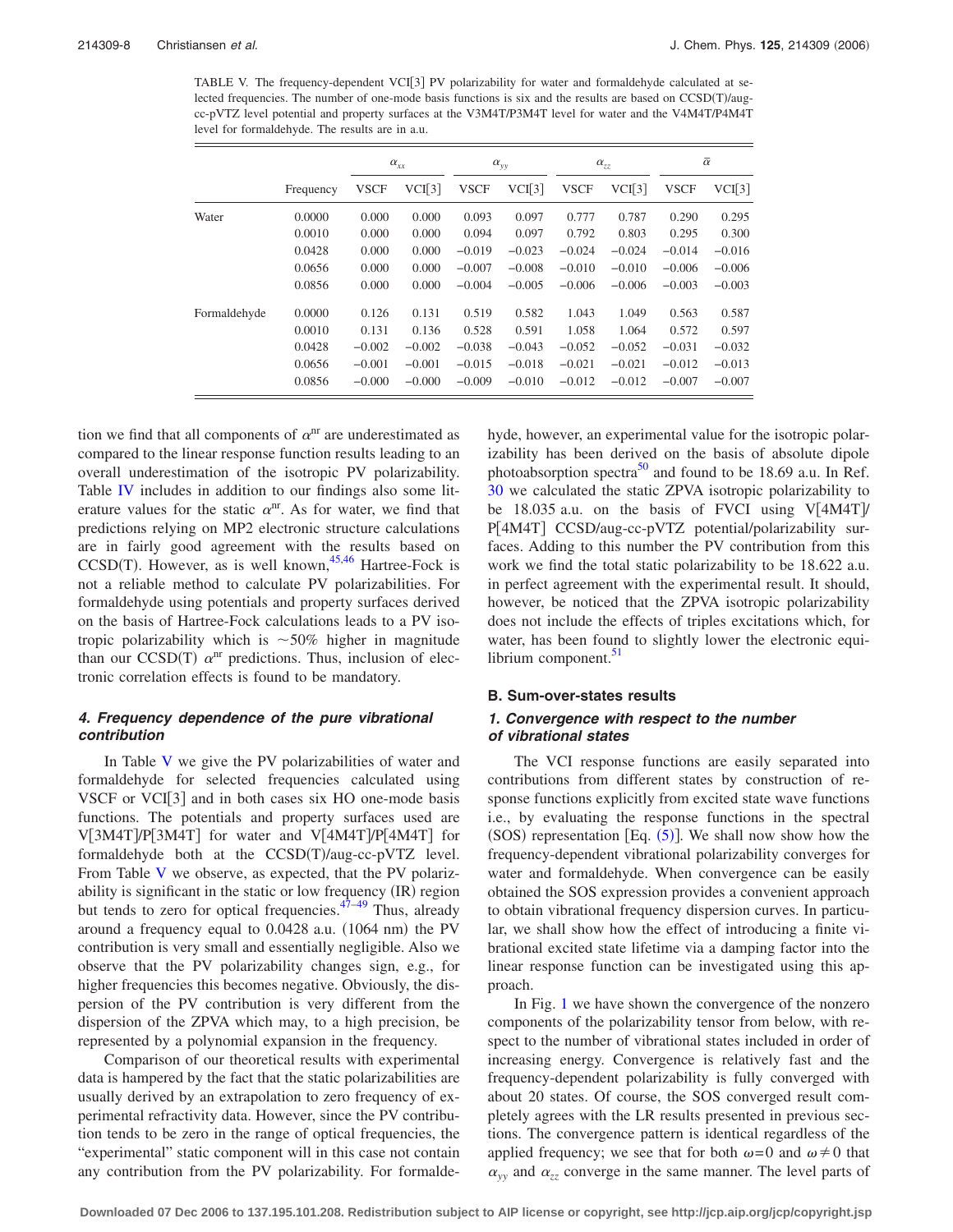TABLE V. The frequency-dependent VCI[3] PV polarizability for water and formaldehyde calculated at selected frequencies. The number of one-mode basis functions is six and the results are based on CCSD(T)/aug-cc-pVTZ level potential and property surfaces at the V3M4T/P3M4T level for water and the V4M4T/P4M4T level for formaldehyde. The results are in a.u.

| | | $\alpha_{xx}$ | | $\alpha_{yy}$ | | $\alpha_{zz}$ | | $\bar{\alpha}$ | |
|---|---|---|---|---|---|---|---|---|---|
| | Frequency | VSCF | VCI[3] | VSCF | VCI[3] | VSCF | VCI[3] | VSCF | VCI[3] |
| Water | 0.0000 | 0.000 | 0.000 | 0.093 | 0.097 | 0.777 | 0.787 | 0.290 | 0.295 |
| | 0.0010 | 0.000 | 0.000 | 0.094 | 0.097 | 0.792 | 0.803 | 0.295 | 0.300 |
| | 0.0428 | 0.000 | 0.000 | −0.019 | −0.023 | −0.024 | −0.024 | −0.014 | −0.016 |
| | 0.0656 | 0.000 | 0.000 | −0.007 | −0.008 | −0.010 | −0.010 | −0.006 | −0.006 |
| | 0.0856 | 0.000 | 0.000 | −0.004 | −0.005 | −0.006 | −0.006 | −0.003 | −0.003 |
| Formaldehyde | 0.0000 | 0.126 | 0.131 | 0.519 | 0.582 | 1.043 | 1.049 | 0.563 | 0.587 |
| | 0.0010 | 0.131 | 0.136 | 0.528 | 0.591 | 1.058 | 1.064 | 0.572 | 0.597 |
| | 0.0428 | −0.002 | −0.002 | −0.038 | −0.043 | −0.052 | −0.052 | −0.031 | −0.032 |
| | 0.0656 | −0.001 | −0.001 | −0.015 | −0.018 | −0.021 | −0.021 | −0.012 | −0.013 |
| | 0.0856 | −0.000 | −0.000 | −0.009 | −0.010 | −0.012 | −0.012 | −0.007 | −0.007 |

tion we find that all components of $\alpha^{\mathrm{nr}}$ are underestimated as compared to the linear response function results leading to an overall underestimation of the isotropic PV polarizability. Table IV includes in addition to our findings also some literature values for the static $\alpha^{\mathrm{nr}}$. As for water, we find that predictions relying on MP2 electronic structure calculations are in fairly good agreement with the results based on CCSD(T). However, as is well known,[45,46] Hartree-Fock is not a reliable method to calculate PV polarizabilities. For formaldehyde using potentials and property surfaces derived on the basis of Hartree-Fock calculations leads to a PV isotropic polarizability which is ~50% higher in magnitude than our CCSD(T) $\alpha^{\mathrm{nr}}$ predictions. Thus, inclusion of electronic correlation effects is found to be mandatory.

#### 4. Frequency dependence of the pure vibrational contribution

In Table V we give the PV polarizabilities of water and formaldehyde for selected frequencies calculated using VSCF or VCI[3] and in both cases six HO one-mode basis functions. The potentials and property surfaces used are V[3M4T]/P[3M4T] for water and V[4M4T]/P[4M4T] for formaldehyde both at the CCSD(T)/aug-cc-pVTZ level. From Table V we observe, as expected, that the PV polarizability is significant in the static or low frequency (IR) region but tends to zero for optical frequencies.[47–49] Thus, already around a frequency equal to 0.0428 a.u. (1064 nm) the PV contribution is very small and essentially negligible. Also we observe that the PV polarizability changes sign, e.g., for higher frequencies this becomes negative. Obviously, the dispersion of the PV contribution is very different from the dispersion of the ZPVA which may, to a high precision, be represented by a polynomial expansion in the frequency.

Comparison of our theoretical results with experimental data is hampered by the fact that the static polarizabilities are usually derived by an extrapolation to zero frequency of experimental refractivity data. However, since the PV contribution tends to be zero in the range of optical frequencies, the "experimental" static component will in this case not contain any contribution from the PV polarizability. For formaldehyde, however, an experimental value for the isotropic polarizability has been derived on the basis of absolute dipole photoabsorption spectra[50] and found to be 18.69 a.u. In Ref. 30 we calculated the static ZPVA isotropic polarizability to be 18.035 a.u. on the basis of FVCI using V[4M4T]/P[4M4T] CCSD/aug-cc-pVTZ potential/polarizability surfaces. Adding to this number the PV contribution from this work we find the total static polarizability to be 18.622 a.u. in perfect agreement with the experimental result. It should, however, be noticed that the ZPVA isotropic polarizability does not include the effects of triples excitations which, for water, has been found to slightly lower the electronic equilibrium component.[51]

### B. Sum-over-states results

#### 1. Convergence with respect to the number of vibrational states

The VCI response functions are easily separated into contributions from different states by construction of response functions explicitly from excited state wave functions i.e., by evaluating the response functions in the spectral (SOS) representation [Eq. (5)]. We shall now show how the frequency-dependent vibrational polarizability converges for water and formaldehyde. When convergence can be easily obtained the SOS expression provides a convenient approach to obtain vibrational frequency dispersion curves. In particular, we shall show how the effect of introducing a finite vibrational excited state lifetime via a damping factor into the linear response function can be investigated using this approach.

In Fig. 1 we have shown the convergence of the nonzero components of the polarizability tensor from below, with respect to the number of vibrational states included in order of increasing energy. Convergence is relatively fast and the frequency-dependent polarizability is fully converged with about 20 states. Of course, the SOS converged result completely agrees with the LR results presented in previous sections. The convergence pattern is identical regardless of the applied frequency; we see that for both $\omega=0$ and $\omega \neq 0$ that $\alpha_{yy}$ and $\alpha_{zz}$ converge in the same manner. The level parts of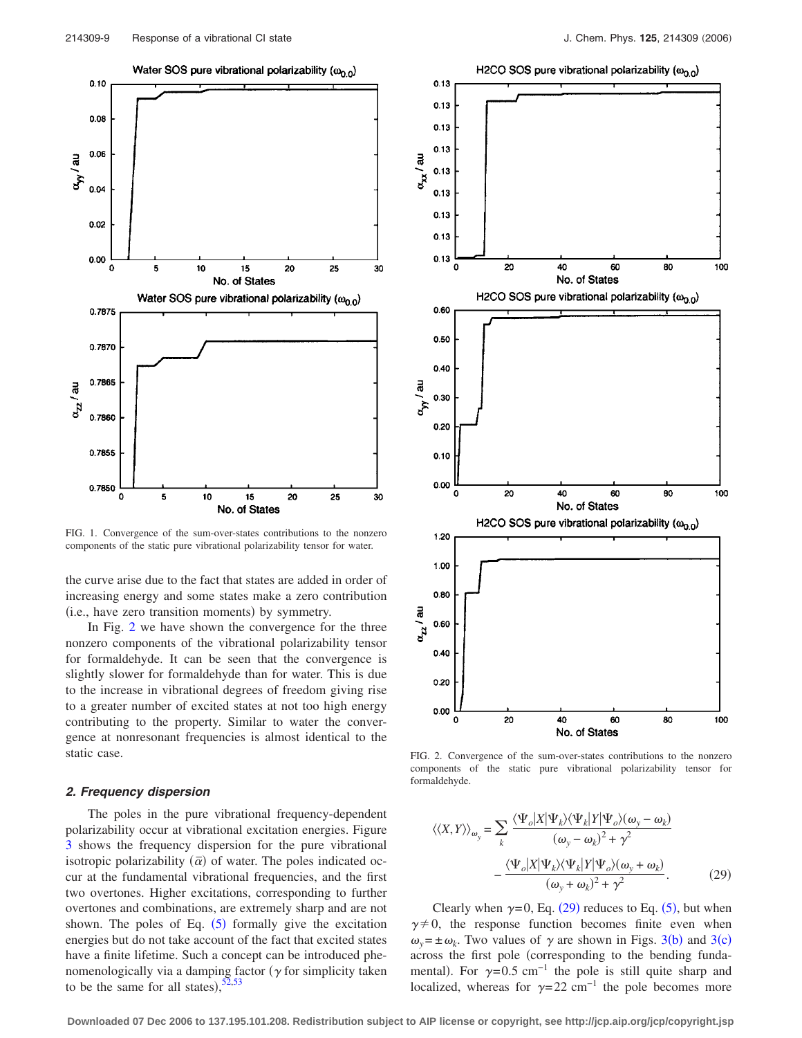FIG. 1. Convergence of the sum-over-states contributions to the nonzero components of the static pure vibrational polarizability tensor for water.

the curve arise due to the fact that states are added in order of increasing energy and some states make a zero contribution (i.e., have zero transition moments) by symmetry.

In Fig. 2 we have shown the convergence for the three nonzero components of the vibrational polarizability tensor for formaldehyde. It can be seen that the convergence is slightly slower for formaldehyde than for water. This is due to the increase in vibrational degrees of freedom giving rise to a greater number of excited states at not too high energy contributing to the property. Similar to water the convergence at nonresonant frequencies is almost identical to the static case.

### 2. Frequency dispersion

The poles in the pure vibrational frequency-dependent polarizability occur at vibrational excitation energies. Figure 3 shows the frequency dispersion for the pure vibrational isotropic polarizability ($\bar{\alpha}$) of water. The poles indicated occur at the fundamental vibrational frequencies, and the first two overtones. Higher excitations, corresponding to further overtones and combinations, are extremely sharp and are not shown. The poles of Eq. (5) formally give the excitation energies but do not take account of the fact that excited states have a finite lifetime. Such a concept can be introduced phenomenologically via a damping factor ($\gamma$ for simplicity taken to be the same for all states),[52,53]

FIG. 2. Convergence of the sum-over-states contributions to the nonzero components of the static pure vibrational polarizability tensor for formaldehyde.

$$\langle\langle X,Y\rangle\rangle_{\omega_y} = \sum_k \frac{\langle\Psi_o|X|\Psi_k\rangle\langle\Psi_k|Y|\Psi_o\rangle(\omega_y - \omega_k)}{(\omega_y - \omega_k)^2 + \gamma^2} - \frac{\langle\Psi_o|X|\Psi_k\rangle\langle\Psi_k|Y|\Psi_o\rangle(\omega_y + \omega_k)}{(\omega_y + \omega_k)^2 + \gamma^2}. \quad (29)$$

Clearly when $\gamma=0$, Eq. (29) reduces to Eq. (5), but when $\gamma \neq 0$, the response function becomes finite even when $\omega_y = \pm\omega_k$. Two values of $\gamma$ are shown in Figs. 3(b) and 3(c) across the first pole (corresponding to the bending fundamental). For $\gamma=0.5$ cm$^{-1}$ the pole is still quite sharp and localized, whereas for $\gamma=22$ cm$^{-1}$ the pole becomes more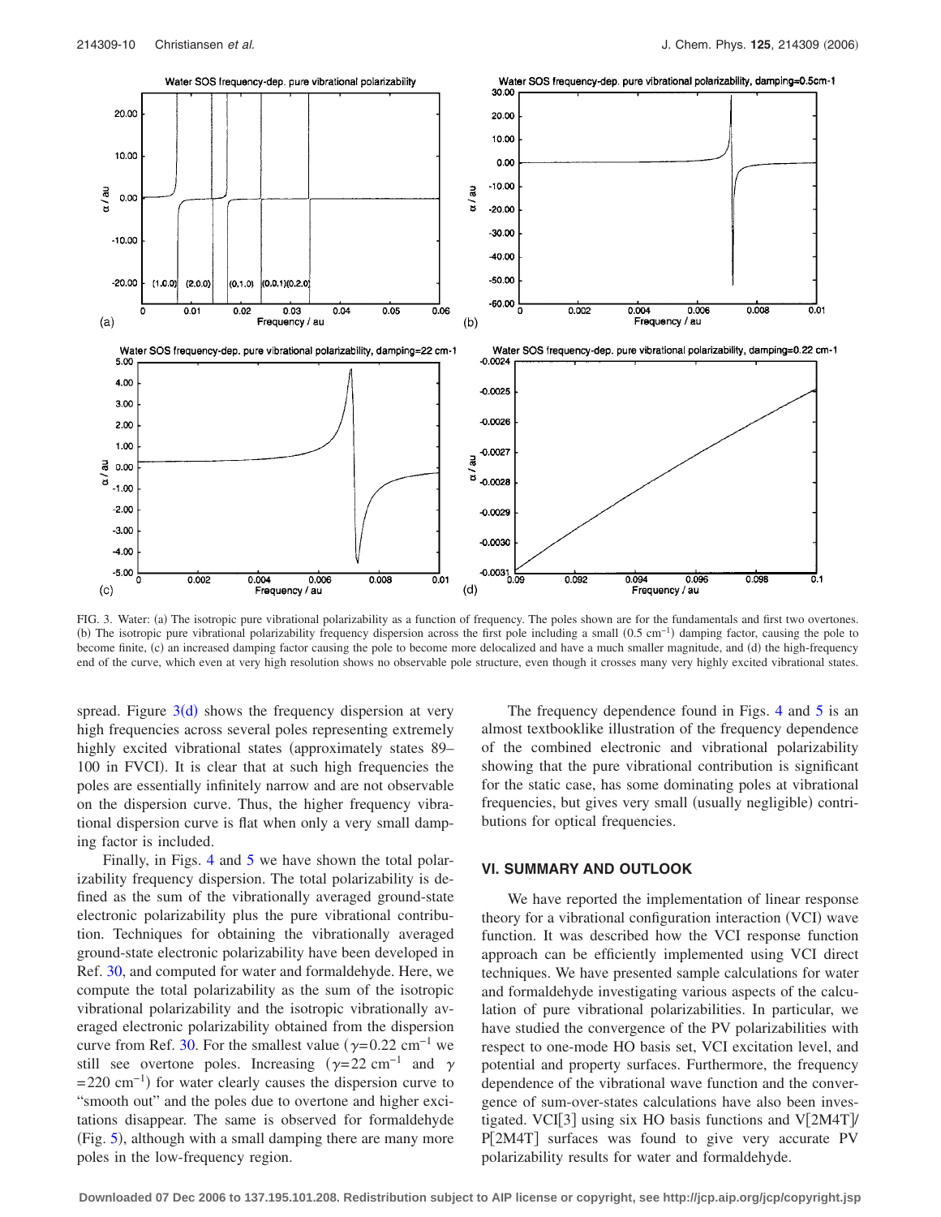FIG. 3. Water: (a) The isotropic pure vibrational polarizability as a function of frequency. The poles shown are for the fundamentals and first two overtones. (b) The isotropic pure vibrational polarizability frequency dispersion across the first pole including a small ($0.5\ \mathrm{cm}^{-1}$) damping factor, causing the pole to become finite, (c) an increased damping factor causing the pole to become more delocalized and have a much smaller magnitude, and (d) the high-frequency end of the curve, which even at very high resolution shows no observable pole structure, even though it crosses many very highly excited vibrational states.

spread. Figure 3(d) shows the frequency dispersion at very high frequencies across several poles representing extremely highly excited vibrational states (approximately states 89–100 in FVCI). It is clear that at such high frequencies the poles are essentially infinitely narrow and are not observable on the dispersion curve. Thus, the higher frequency vibrational dispersion curve is flat when only a very small damping factor is included.

Finally, in Figs. 4 and 5 we have shown the total polarizability frequency dispersion. The total polarizability is defined as the sum of the vibrationally averaged ground-state electronic polarizability plus the pure vibrational contribution. Techniques for obtaining the vibrationally averaged ground-state electronic polarizability have been developed in Ref. 30, and computed for water and formaldehyde. Here, we compute the total polarizability as the sum of the isotropic vibrational polarizability and the isotropic vibrationally averaged electronic polarizability obtained from the dispersion curve from Ref. 30. For the smallest value ($\gamma=0.22\ \mathrm{cm}^{-1}$ we still see overtone poles. Increasing ($\gamma=22\ \mathrm{cm}^{-1}$ and $\gamma=220\ \mathrm{cm}^{-1}$) for water clearly causes the dispersion curve to "smooth out" and the poles due to overtone and higher excitations disappear. The same is observed for formaldehyde (Fig. 5), although with a small damping there are many more poles in the low-frequency region.

The frequency dependence found in Figs. 4 and 5 is an almost textbooklike illustration of the frequency dependence of the combined electronic and vibrational polarizability showing that the pure vibrational contribution is significant for the static case, has some dominating poles at vibrational frequencies, but gives very small (usually negligible) contributions for optical frequencies.

## VI. SUMMARY AND OUTLOOK

We have reported the implementation of linear response theory for a vibrational configuration interaction (VCI) wave function. It was described how the VCI response function approach can be efficiently implemented using VCI direct techniques. We have presented sample calculations for water and formaldehyde investigating various aspects of the calculation of pure vibrational polarizabilities. In particular, we have studied the convergence of the PV polarizabilities with respect to one-mode HO basis set, VCI excitation level, and potential and property surfaces. Furthermore, the frequency dependence of the vibrational wave function and the convergence of sum-over-states calculations have also been investigated. VCI[3] using six HO basis functions and V[2M4T]/P[2M4T] surfaces was found to give very accurate PV polarizability results for water and formaldehyde.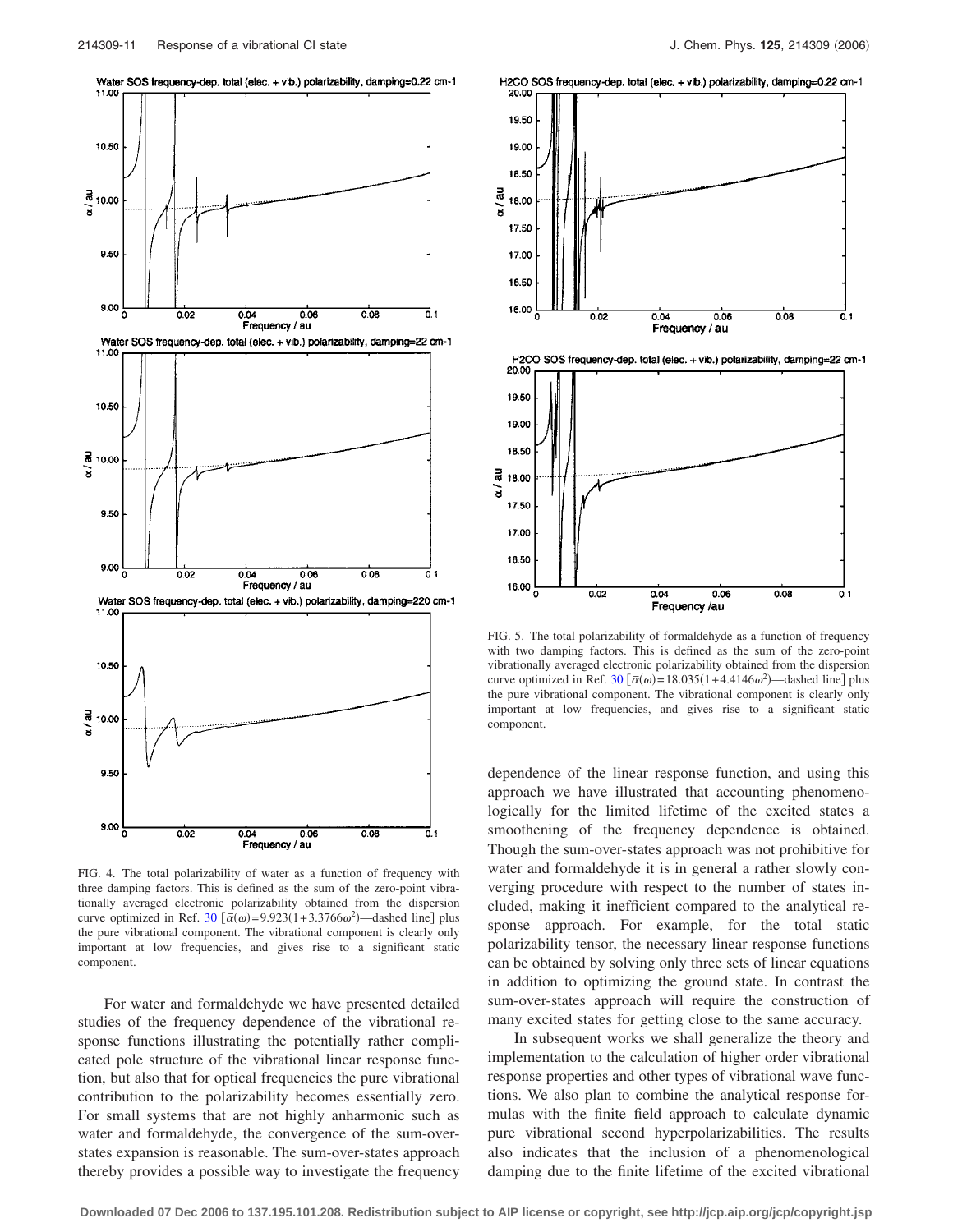FIG. 4. The total polarizability of water as a function of frequency with three damping factors. This is defined as the sum of the zero-point vibrationally averaged electronic polarizability obtained from the dispersion curve optimized in Ref. 30 [$\bar{\alpha}(\omega)=9.923(1+3.3766\omega^2)$—dashed line] plus the pure vibrational component. The vibrational component is clearly only important at low frequencies, and gives rise to a significant static component.

FIG. 5. The total polarizability of formaldehyde as a function of frequency with two damping factors. This is defined as the sum of the zero-point vibrationally averaged electronic polarizability obtained from the dispersion curve optimized in Ref. 30 [$\bar{\alpha}(\omega)=18.035(1+4.4146\omega^2)$—dashed line] plus the pure vibrational component. The vibrational component is clearly only important at low frequencies, and gives rise to a significant static component.

For water and formaldehyde we have presented detailed studies of the frequency dependence of the vibrational response functions illustrating the potentially rather complicated pole structure of the vibrational linear response function, but also that for optical frequencies the pure vibrational contribution to the polarizability becomes essentially zero. For small systems that are not highly anharmonic such as water and formaldehyde, the convergence of the sum-over-states expansion is reasonable. The sum-over-states approach thereby provides a possible way to investigate the frequency dependence of the linear response function, and using this approach we have illustrated that accounting phenomenologically for the limited lifetime of the excited states a smoothening of the frequency dependence is obtained. Though the sum-over-states approach was not prohibitive for water and formaldehyde it is in general a rather slowly converging procedure with respect to the number of states included, making it inefficient compared to the analytical response approach. For example, for the total static polarizability tensor, the necessary linear response functions can be obtained by solving only three sets of linear equations in addition to optimizing the ground state. In contrast the sum-over-states approach will require the construction of many excited states for getting close to the same accuracy.

In subsequent works we shall generalize the theory and implementation to the calculation of higher order vibrational response properties and other types of vibrational wave functions. We also plan to combine the analytical response formulas with the finite field approach to calculate dynamic pure vibrational second hyperpolarizabilities. The results also indicates that the inclusion of a phenomenological damping due to the finite lifetime of the excited vibrational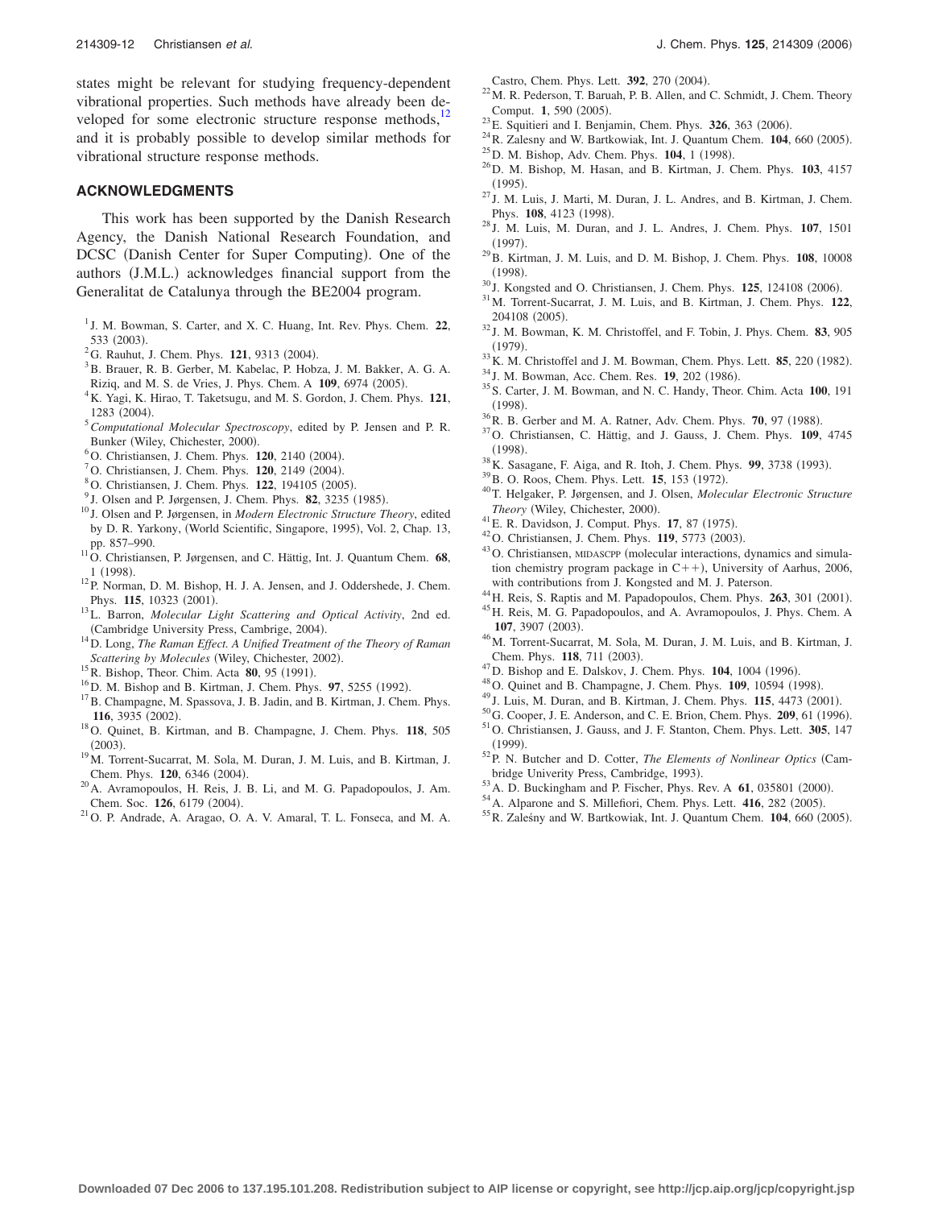states might be relevant for studying frequency-dependent vibrational properties. Such methods have already been developed for some electronic structure response methods,[12] and it is probably possible to develop similar methods for vibrational structure response methods.

## ACKNOWLEDGMENTS

This work has been supported by the Danish Research Agency, the Danish National Research Foundation, and DCSC (Danish Center for Super Computing). One of the authors (J.M.L.) acknowledges financial support from the Generalitat de Catalunya through the BE2004 program.

[1] J. M. Bowman, S. Carter, and X. C. Huang, Int. Rev. Phys. Chem. **22**, 533 (2003).
[2] G. Rauhut, J. Chem. Phys. **121**, 9313 (2004).
[3] B. Brauer, R. B. Gerber, M. Kabelac, P. Hobza, J. M. Bakker, A. G. A. Riziq, and M. S. de Vries, J. Phys. Chem. A **109**, 6974 (2005).
[4] K. Yagi, K. Hirao, T. Taketsugu, and M. S. Gordon, J. Chem. Phys. **121**, 1283 (2004).
[5] *Computational Molecular Spectroscopy*, edited by P. Jensen and P. R. Bunker (Wiley, Chichester, 2000).
[6] O. Christiansen, J. Chem. Phys. **120**, 2140 (2004).
[7] O. Christiansen, J. Chem. Phys. **120**, 2149 (2004).
[8] O. Christiansen, J. Chem. Phys. **122**, 194105 (2005).
[9] J. Olsen and P. Jørgensen, J. Chem. Phys. **82**, 3235 (1985).
[10] J. Olsen and P. Jørgensen, in *Modern Electronic Structure Theory*, edited by D. R. Yarkony, (World Scientific, Singapore, 1995), Vol. 2, Chap. 13, pp. 857–990.
[11] O. Christiansen, P. Jørgensen, and C. Hättig, Int. J. Quantum Chem. **68**, 1 (1998).
[12] P. Norman, D. M. Bishop, H. J. A. Jensen, and J. Oddershede, J. Chem. Phys. **115**, 10323 (2001).
[13] L. Barron, *Molecular Light Scattering and Optical Activity*, 2nd ed. (Cambridge University Press, Cambrige, 2004).
[14] D. Long, *The Raman Effect. A Unified Treatment of the Theory of Raman Scattering by Molecules* (Wiley, Chichester, 2002).
[15] R. Bishop, Theor. Chim. Acta **80**, 95 (1991).
[16] D. M. Bishop and B. Kirtman, J. Chem. Phys. **97**, 5255 (1992).
[17] B. Champagne, M. Spassova, J. B. Jadin, and B. Kirtman, J. Chem. Phys. **116**, 3935 (2002).
[18] O. Quinet, B. Kirtman, and B. Champagne, J. Chem. Phys. **118**, 505 (2003).
[19] M. Torrent-Sucarrat, M. Sola, M. Duran, J. M. Luis, and B. Kirtman, J. Chem. Phys. **120**, 6346 (2004).
[20] A. Avramopoulos, H. Reis, J. B. Li, and M. G. Papadopoulos, J. Am. Chem. Soc. **126**, 6179 (2004).
[21] O. P. Andrade, A. Aragao, O. A. V. Amaral, T. L. Fonseca, and M. A. Castro, Chem. Phys. Lett. **392**, 270 (2004).
[22] M. R. Pederson, T. Baruah, P. B. Allen, and C. Schmidt, J. Chem. Theory Comput. **1**, 590 (2005).
[23] E. Squitieri and I. Benjamin, Chem. Phys. **326**, 363 (2006).
[24] R. Zalesny and W. Bartkowiak, Int. J. Quantum Chem. **104**, 660 (2005).
[25] D. M. Bishop, Adv. Chem. Phys. **104**, 1 (1998).
[26] D. M. Bishop, M. Hasan, and B. Kirtman, J. Chem. Phys. **103**, 4157 (1995).
[27] J. M. Luis, J. Marti, M. Duran, J. L. Andres, and B. Kirtman, J. Chem. Phys. **108**, 4123 (1998).
[28] J. M. Luis, M. Duran, and J. L. Andres, J. Chem. Phys. **107**, 1501 (1997).
[29] B. Kirtman, J. M. Luis, and D. M. Bishop, J. Chem. Phys. **108**, 10008 (1998).
[30] J. Kongsted and O. Christiansen, J. Chem. Phys. **125**, 124108 (2006).
[31] M. Torrent-Sucarrat, J. M. Luis, and B. Kirtman, J. Chem. Phys. **122**, 204108 (2005).
[32] J. M. Bowman, K. M. Christoffel, and F. Tobin, J. Phys. Chem. **83**, 905 (1979).
[33] K. M. Christoffel and J. M. Bowman, Chem. Phys. Lett. **85**, 220 (1982).
[34] J. M. Bowman, Acc. Chem. Res. **19**, 202 (1986).
[35] S. Carter, J. M. Bowman, and N. C. Handy, Theor. Chim. Acta **100**, 191 (1998).
[36] R. B. Gerber and M. A. Ratner, Adv. Chem. Phys. **70**, 97 (1988).
[37] O. Christiansen, C. Hättig, and J. Gauss, J. Chem. Phys. **109**, 4745 (1998).
[38] K. Sasagane, F. Aiga, and R. Itoh, J. Chem. Phys. **99**, 3738 (1993).
[39] B. O. Roos, Chem. Phys. Lett. **15**, 153 (1972).
[40] T. Helgaker, P. Jørgensen, and J. Olsen, *Molecular Electronic Structure Theory* (Wiley, Chichester, 2000).
[41] E. R. Davidson, J. Comput. Phys. **17**, 87 (1975).
[42] O. Christiansen, J. Chem. Phys. **119**, 5773 (2003).
[43] O. Christiansen, MIDASCPP (molecular interactions, dynamics and simulation chemistry program package in C++), University of Aarhus, 2006, with contributions from J. Kongsted and M. J. Paterson.
[44] H. Reis, S. Raptis and M. Papadopoulos, Chem. Phys. **263**, 301 (2001).
[45] H. Reis, M. G. Papadopoulos, and A. Avramopoulos, J. Phys. Chem. A **107**, 3907 (2003).
[46] M. Torrent-Sucarrat, M. Sola, M. Duran, J. M. Luis, and B. Kirtman, J. Chem. Phys. **118**, 711 (2003).
[47] D. Bishop and E. Dalskov, J. Chem. Phys. **104**, 1004 (1996).
[48] O. Quinet and B. Champagne, J. Chem. Phys. **109**, 10594 (1998).
[49] J. Luis, M. Duran, and B. Kirtman, J. Chem. Phys. **115**, 4473 (2001).
[50] G. Cooper, J. E. Anderson, and C. E. Brion, Chem. Phys. **209**, 61 (1996).
[51] O. Christiansen, J. Gauss, and J. F. Stanton, Chem. Phys. Lett. **305**, 147 (1999).
[52] P. N. Butcher and D. Cotter, *The Elements of Nonlinear Optics* (Cambridge Univerity Press, Cambridge, 1993).
[53] A. D. Buckingham and P. Fischer, Phys. Rev. A **61**, 035801 (2000).
[54] A. Alparone and S. Millefiori, Chem. Phys. Lett. **416**, 282 (2005).
[55] R. Zaleśny and W. Bartkowiak, Int. J. Quantum Chem. **104**, 660 (2005).